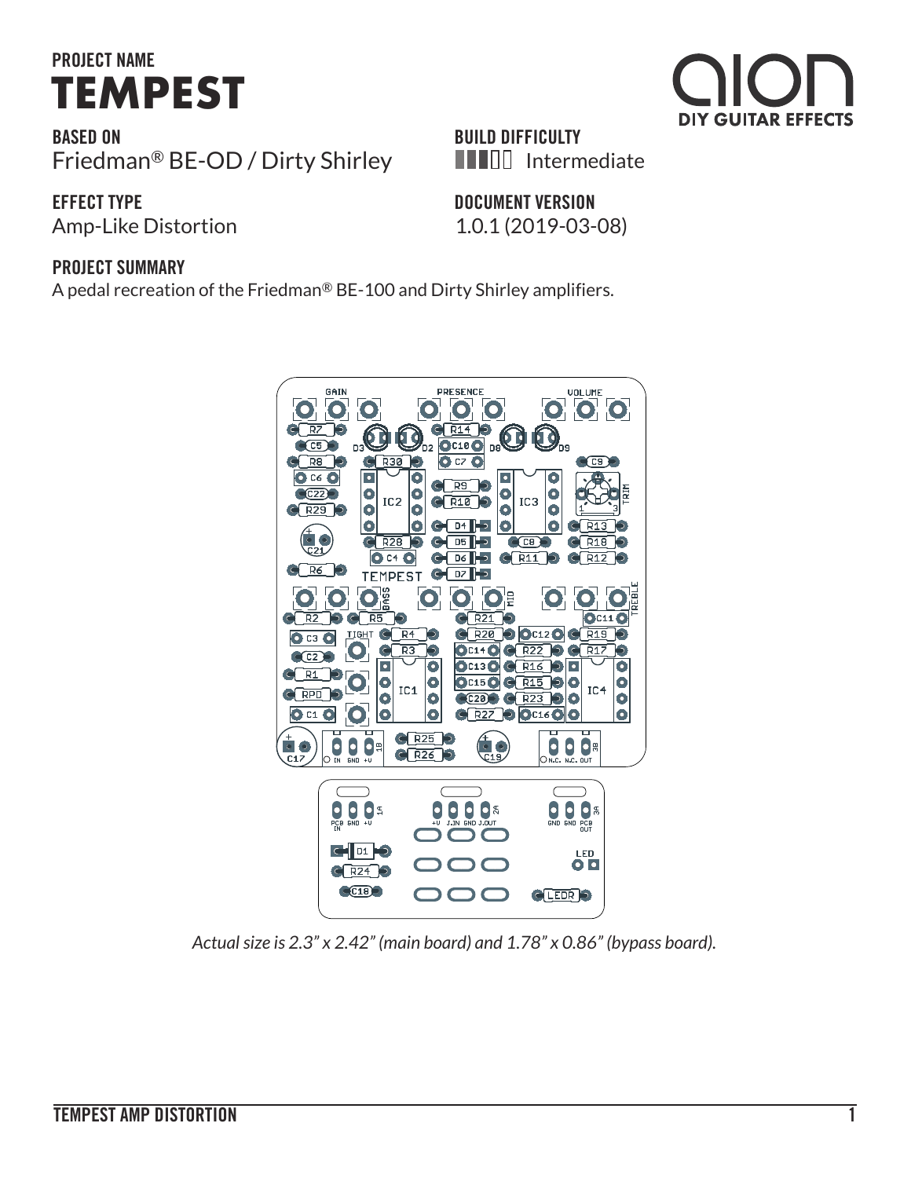## PROJECT NAME
# TEMPEST

**BASED ON**
Friedman® BE-OD / Dirty Shirley

**EFFECT TYPE**
Amp-Like Distortion

**BUILD DIFFICULTY**
Intermediate

**DOCUMENT VERSION**
1.0.1 (2019-03-08)

**PROJECT SUMMARY**
A pedal recreation of the Friedman® BE-100 and Dirty Shirley amplifiers.

*Actual size is 2.3" x 2.42" (main board) and 1.78" x 0.86" (bypass board).*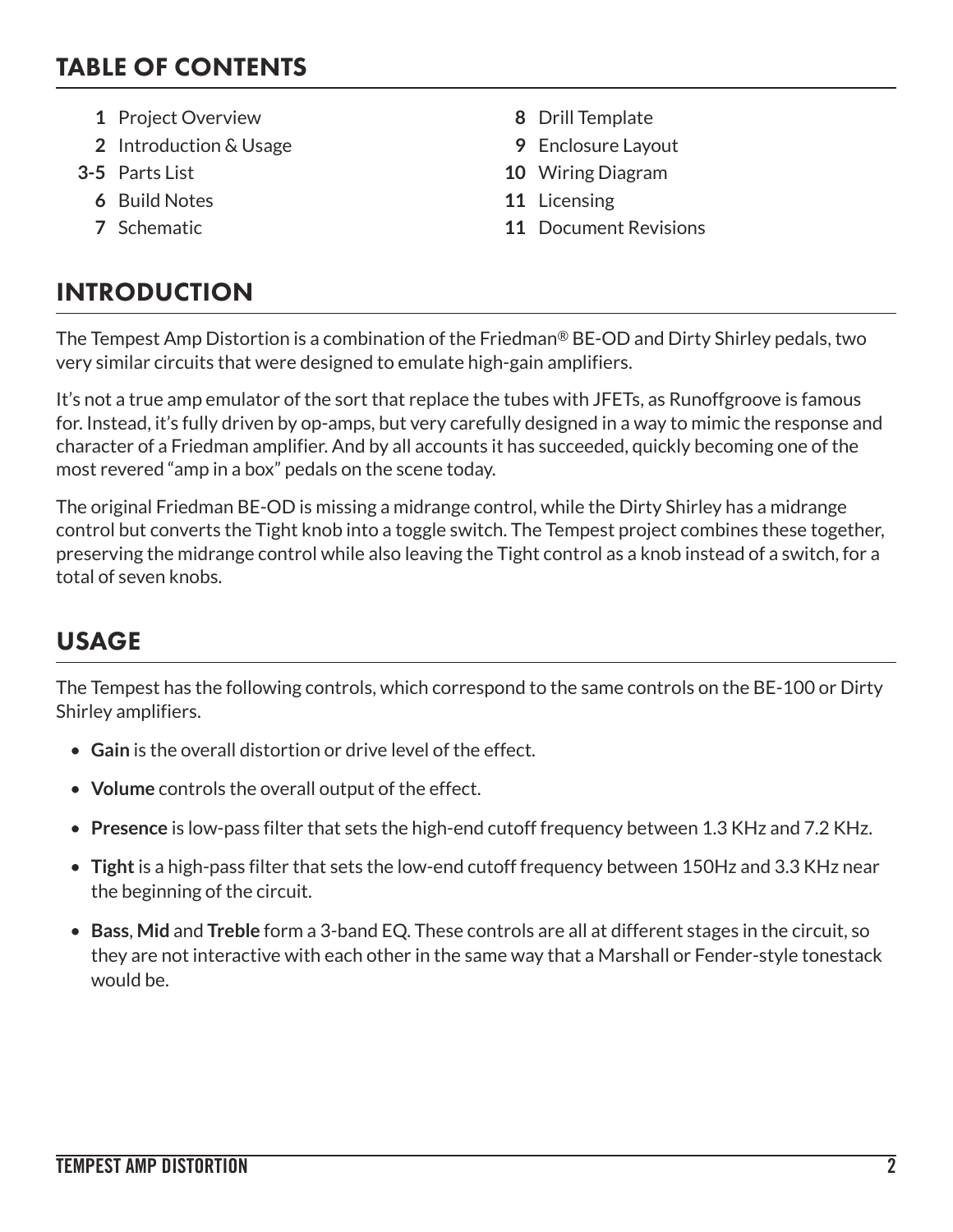## TABLE OF CONTENTS

- **1** Project Overview
- **2** Introduction & Usage
- **3-5** Parts List
- **6** Build Notes
- **7** Schematic
- **8** Drill Template
- **9** Enclosure Layout
- **10** Wiring Diagram
- **11** Licensing
- **11** Document Revisions

## INTRODUCTION

The Tempest Amp Distortion is a combination of the Friedman® BE-OD and Dirty Shirley pedals, two very similar circuits that were designed to emulate high-gain amplifiers.

It's not a true amp emulator of the sort that replace the tubes with JFETs, as Runoffgroove is famous for. Instead, it's fully driven by op-amps, but very carefully designed in a way to mimic the response and character of a Friedman amplifier. And by all accounts it has succeeded, quickly becoming one of the most revered "amp in a box" pedals on the scene today.

The original Friedman BE-OD is missing a midrange control, while the Dirty Shirley has a midrange control but converts the Tight knob into a toggle switch. The Tempest project combines these together, preserving the midrange control while also leaving the Tight control as a knob instead of a switch, for a total of seven knobs.

## USAGE

The Tempest has the following controls, which correspond to the same controls on the BE-100 or Dirty Shirley amplifiers.

- **Gain** is the overall distortion or drive level of the effect.
- **Volume** controls the overall output of the effect.
- **Presence** is low-pass filter that sets the high-end cutoff frequency between 1.3 KHz and 7.2 KHz.
- **Tight** is a high-pass filter that sets the low-end cutoff frequency between 150Hz and 3.3 KHz near the beginning of the circuit.
- **Bass**, **Mid** and **Treble** form a 3-band EQ. These controls are all at different stages in the circuit, so they are not interactive with each other in the same way that a Marshall or Fender-style tonestack would be.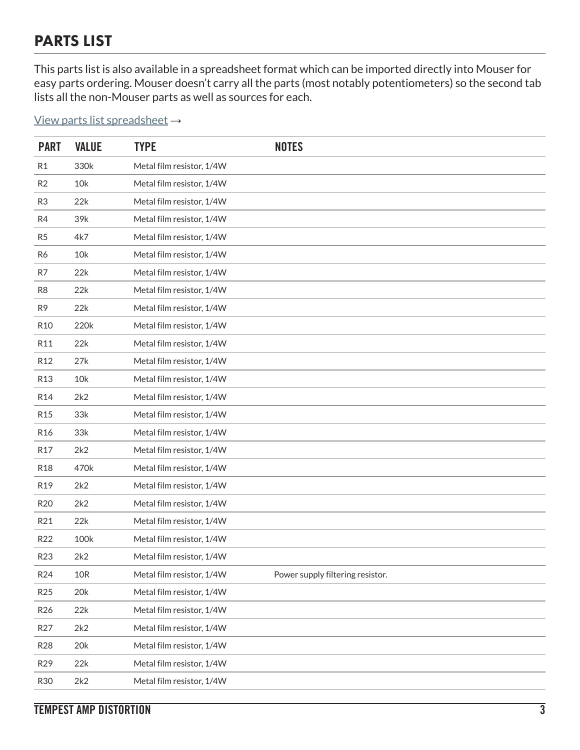## PARTS LIST

This parts list is also available in a spreadsheet format which can be imported directly into Mouser for easy parts ordering. Mouser doesn't carry all the parts (most notably potentiometers) so the second tab lists all the non-Mouser parts as well as sources for each.

View parts list spreadsheet →

| PART | VALUE | TYPE | NOTES |
|---|---|---|---|
| R1 | 330k | Metal film resistor, 1/4W | |
| R2 | 10k | Metal film resistor, 1/4W | |
| R3 | 22k | Metal film resistor, 1/4W | |
| R4 | 39k | Metal film resistor, 1/4W | |
| R5 | 4k7 | Metal film resistor, 1/4W | |
| R6 | 10k | Metal film resistor, 1/4W | |
| R7 | 22k | Metal film resistor, 1/4W | |
| R8 | 22k | Metal film resistor, 1/4W | |
| R9 | 22k | Metal film resistor, 1/4W | |
| R10 | 220k | Metal film resistor, 1/4W | |
| R11 | 22k | Metal film resistor, 1/4W | |
| R12 | 27k | Metal film resistor, 1/4W | |
| R13 | 10k | Metal film resistor, 1/4W | |
| R14 | 2k2 | Metal film resistor, 1/4W | |
| R15 | 33k | Metal film resistor, 1/4W | |
| R16 | 33k | Metal film resistor, 1/4W | |
| R17 | 2k2 | Metal film resistor, 1/4W | |
| R18 | 470k | Metal film resistor, 1/4W | |
| R19 | 2k2 | Metal film resistor, 1/4W | |
| R20 | 2k2 | Metal film resistor, 1/4W | |
| R21 | 22k | Metal film resistor, 1/4W | |
| R22 | 100k | Metal film resistor, 1/4W | |
| R23 | 2k2 | Metal film resistor, 1/4W | |
| R24 | 10R | Metal film resistor, 1/4W | Power supply filtering resistor. |
| R25 | 20k | Metal film resistor, 1/4W | |
| R26 | 22k | Metal film resistor, 1/4W | |
| R27 | 2k2 | Metal film resistor, 1/4W | |
| R28 | 20k | Metal film resistor, 1/4W | |
| R29 | 22k | Metal film resistor, 1/4W | |
| R30 | 2k2 | Metal film resistor, 1/4W | |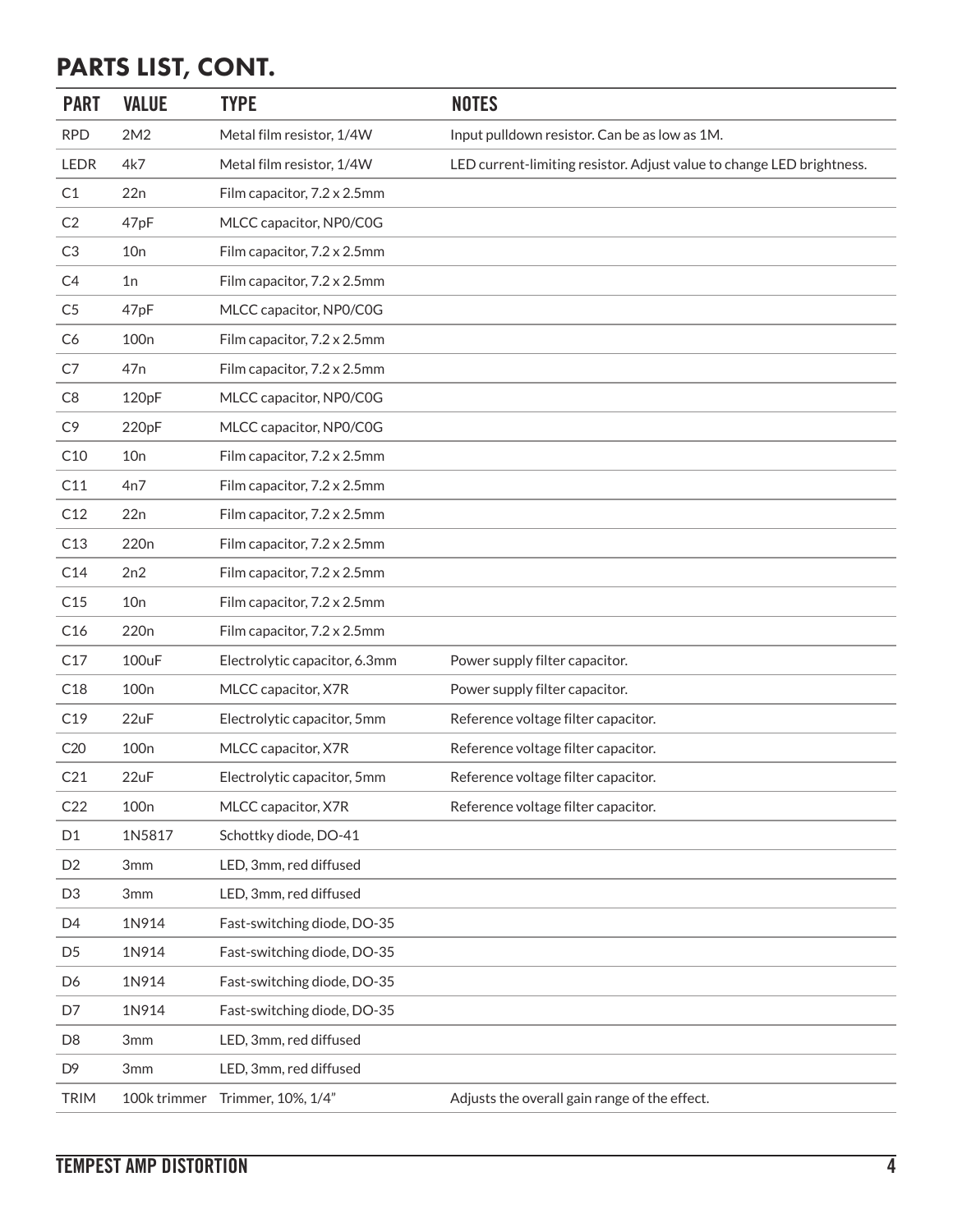## PARTS LIST, CONT.

| PART | VALUE | TYPE | NOTES |
| --- | --- | --- | --- |
| RPD | 2M2 | Metal film resistor, 1/4W | Input pulldown resistor. Can be as low as 1M. |
| LEDR | 4k7 | Metal film resistor, 1/4W | LED current-limiting resistor. Adjust value to change LED brightness. |
| C1 | 22n | Film capacitor, 7.2 x 2.5mm | |
| C2 | 47pF | MLCC capacitor, NP0/C0G | |
| C3 | 10n | Film capacitor, 7.2 x 2.5mm | |
| C4 | 1n | Film capacitor, 7.2 x 2.5mm | |
| C5 | 47pF | MLCC capacitor, NP0/C0G | |
| C6 | 100n | Film capacitor, 7.2 x 2.5mm | |
| C7 | 47n | Film capacitor, 7.2 x 2.5mm | |
| C8 | 120pF | MLCC capacitor, NP0/C0G | |
| C9 | 220pF | MLCC capacitor, NP0/C0G | |
| C10 | 10n | Film capacitor, 7.2 x 2.5mm | |
| C11 | 4n7 | Film capacitor, 7.2 x 2.5mm | |
| C12 | 22n | Film capacitor, 7.2 x 2.5mm | |
| C13 | 220n | Film capacitor, 7.2 x 2.5mm | |
| C14 | 2n2 | Film capacitor, 7.2 x 2.5mm | |
| C15 | 10n | Film capacitor, 7.2 x 2.5mm | |
| C16 | 220n | Film capacitor, 7.2 x 2.5mm | |
| C17 | 100uF | Electrolytic capacitor, 6.3mm | Power supply filter capacitor. |
| C18 | 100n | MLCC capacitor, X7R | Power supply filter capacitor. |
| C19 | 22uF | Electrolytic capacitor, 5mm | Reference voltage filter capacitor. |
| C20 | 100n | MLCC capacitor, X7R | Reference voltage filter capacitor. |
| C21 | 22uF | Electrolytic capacitor, 5mm | Reference voltage filter capacitor. |
| C22 | 100n | MLCC capacitor, X7R | Reference voltage filter capacitor. |
| D1 | 1N5817 | Schottky diode, DO-41 | |
| D2 | 3mm | LED, 3mm, red diffused | |
| D3 | 3mm | LED, 3mm, red diffused | |
| D4 | 1N914 | Fast-switching diode, DO-35 | |
| D5 | 1N914 | Fast-switching diode, DO-35 | |
| D6 | 1N914 | Fast-switching diode, DO-35 | |
| D7 | 1N914 | Fast-switching diode, DO-35 | |
| D8 | 3mm | LED, 3mm, red diffused | |
| D9 | 3mm | LED, 3mm, red diffused | |
| TRIM | 100k trimmer | Trimmer, 10%, 1/4" | Adjusts the overall gain range of the effect. |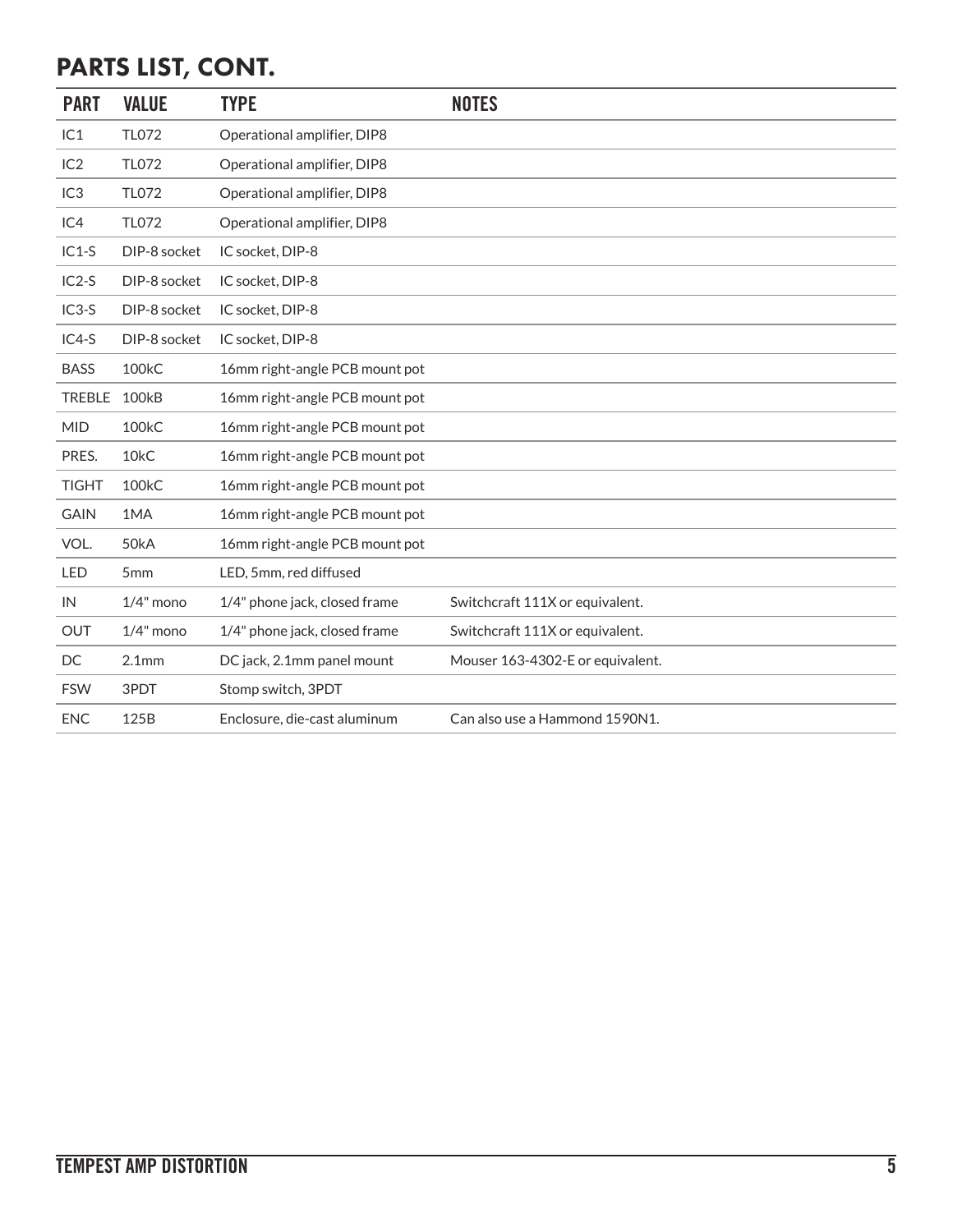## PARTS LIST, CONT.

| PART | VALUE | TYPE | NOTES |
|---|---|---|---|
| IC1 | TL072 | Operational amplifier, DIP8 | |
| IC2 | TL072 | Operational amplifier, DIP8 | |
| IC3 | TL072 | Operational amplifier, DIP8 | |
| IC4 | TL072 | Operational amplifier, DIP8 | |
| IC1-S | DIP-8 socket | IC socket, DIP-8 | |
| IC2-S | DIP-8 socket | IC socket, DIP-8 | |
| IC3-S | DIP-8 socket | IC socket, DIP-8 | |
| IC4-S | DIP-8 socket | IC socket, DIP-8 | |
| BASS | 100kC | 16mm right-angle PCB mount pot | |
| TREBLE | 100kB | 16mm right-angle PCB mount pot | |
| MID | 100kC | 16mm right-angle PCB mount pot | |
| PRES. | 10kC | 16mm right-angle PCB mount pot | |
| TIGHT | 100kC | 16mm right-angle PCB mount pot | |
| GAIN | 1MA | 16mm right-angle PCB mount pot | |
| VOL. | 50kA | 16mm right-angle PCB mount pot | |
| LED | 5mm | LED, 5mm, red diffused | |
| IN | 1/4" mono | 1/4" phone jack, closed frame | Switchcraft 111X or equivalent. |
| OUT | 1/4" mono | 1/4" phone jack, closed frame | Switchcraft 111X or equivalent. |
| DC | 2.1mm | DC jack, 2.1mm panel mount | Mouser 163-4302-E or equivalent. |
| FSW | 3PDT | Stomp switch, 3PDT | |
| ENC | 125B | Enclosure, die-cast aluminum | Can also use a Hammond 1590N1. |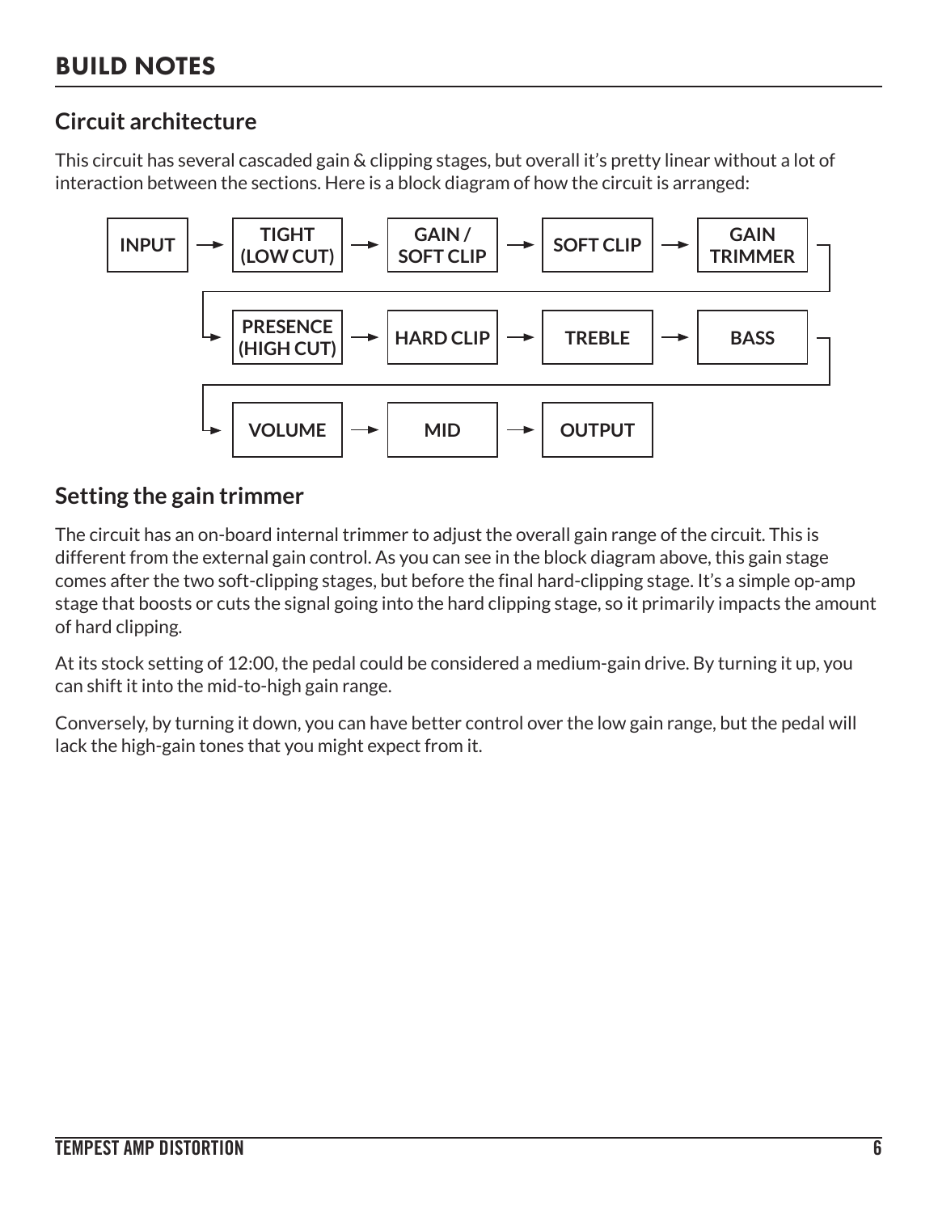# BUILD NOTES

## Circuit architecture

This circuit has several cascaded gain & clipping stages, but overall it's pretty linear without a lot of interaction between the sections. Here is a block diagram of how the circuit is arranged:

INPUT → TIGHT (LOW CUT) → GAIN / SOFT CLIP → SOFT CLIP → GAIN TRIMMER → PRESENCE (HIGH CUT) → HARD CLIP → TREBLE → BASS → VOLUME → MID → OUTPUT

## Setting the gain trimmer

The circuit has an on-board internal trimmer to adjust the overall gain range of the circuit. This is different from the external gain control. As you can see in the block diagram above, this gain stage comes after the two soft-clipping stages, but before the final hard-clipping stage. It's a simple op-amp stage that boosts or cuts the signal going into the hard clipping stage, so it primarily impacts the amount of hard clipping.

At its stock setting of 12:00, the pedal could be considered a medium-gain drive. By turning it up, you can shift it into the mid-to-high gain range.

Conversely, by turning it down, you can have better control over the low gain range, but the pedal will lack the high-gain tones that you might expect from it.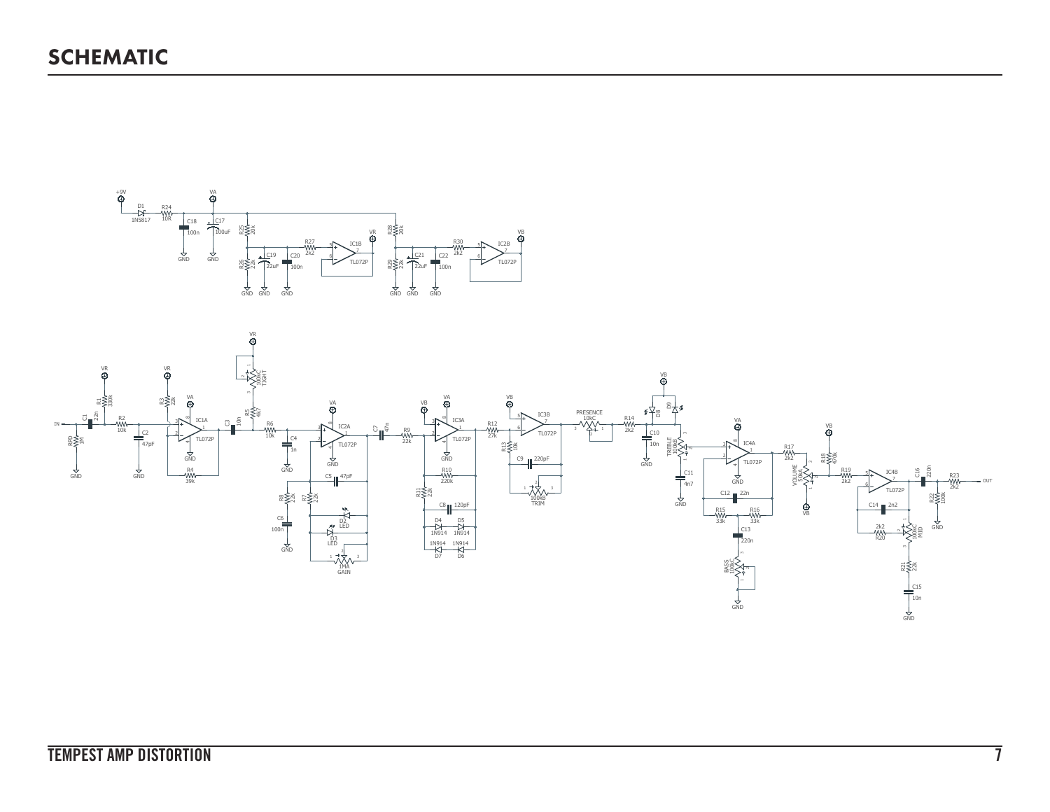# SCHEMATIC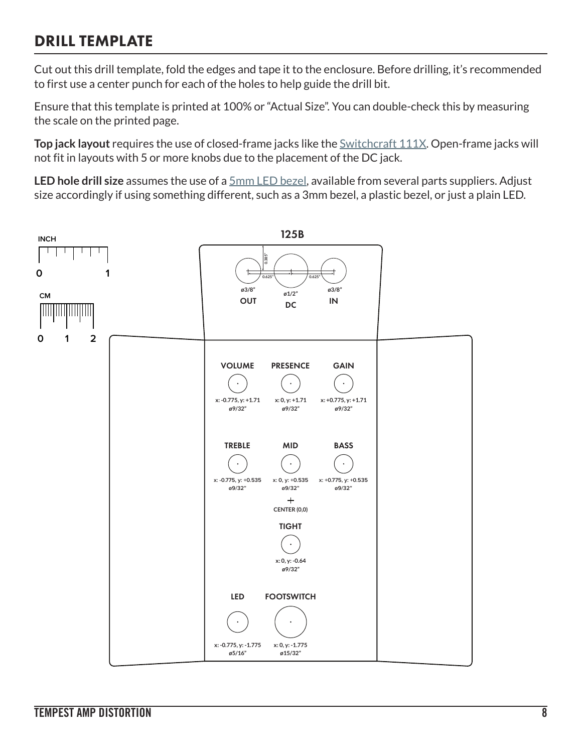## DRILL TEMPLATE

Cut out this drill template, fold the edges and tape it to the enclosure. Before drilling, it's recommended to first use a center punch for each of the holes to help guide the drill bit.

Ensure that this template is printed at 100% or "Actual Size". You can double-check this by measuring the scale on the printed page.

**Top jack layout** requires the use of closed-frame jacks like the Switchcraft 111X. Open-frame jacks will not fit in layouts with 5 or more knobs due to the placement of the DC jack.

**LED hole drill size** assumes the use of a 5mm LED bezel, available from several parts suppliers. Adjust size accordingly if using something different, such as a 3mm bezel, a plastic bezel, or just a plain LED.

INCH
0 1

CM
0 1 2

**125B**

0.385"
0.625" 0.625"

| Jack | Diameter |
|---|---|
| OUT | ø3/8" |
| DC | ø1/2" |
| IN | ø3/8" |

| Control | Position | Diameter |
|---|---|---|
| VOLUME | x: -0.775, y: +1.71 | ø9/32" |
| PRESENCE | x: 0, y: +1.71 | ø9/32" |
| GAIN | x: +0.775, y: +1.71 | ø9/32" |
| TREBLE | x: -0.775, y: +0.535 | ø9/32" |
| MID | x: 0, y: +0.535 | ø9/32" |
| BASS | x: +0.775, y: +0.535 | ø9/32" |
| TIGHT | x: 0, y: -0.64 | ø9/32" |
| LED | x: -0.775, y: -1.775 | ø5/16" |
| FOOTSWITCH | x: 0, y: -1.775 | ø15/32" |

CENTER (0,0)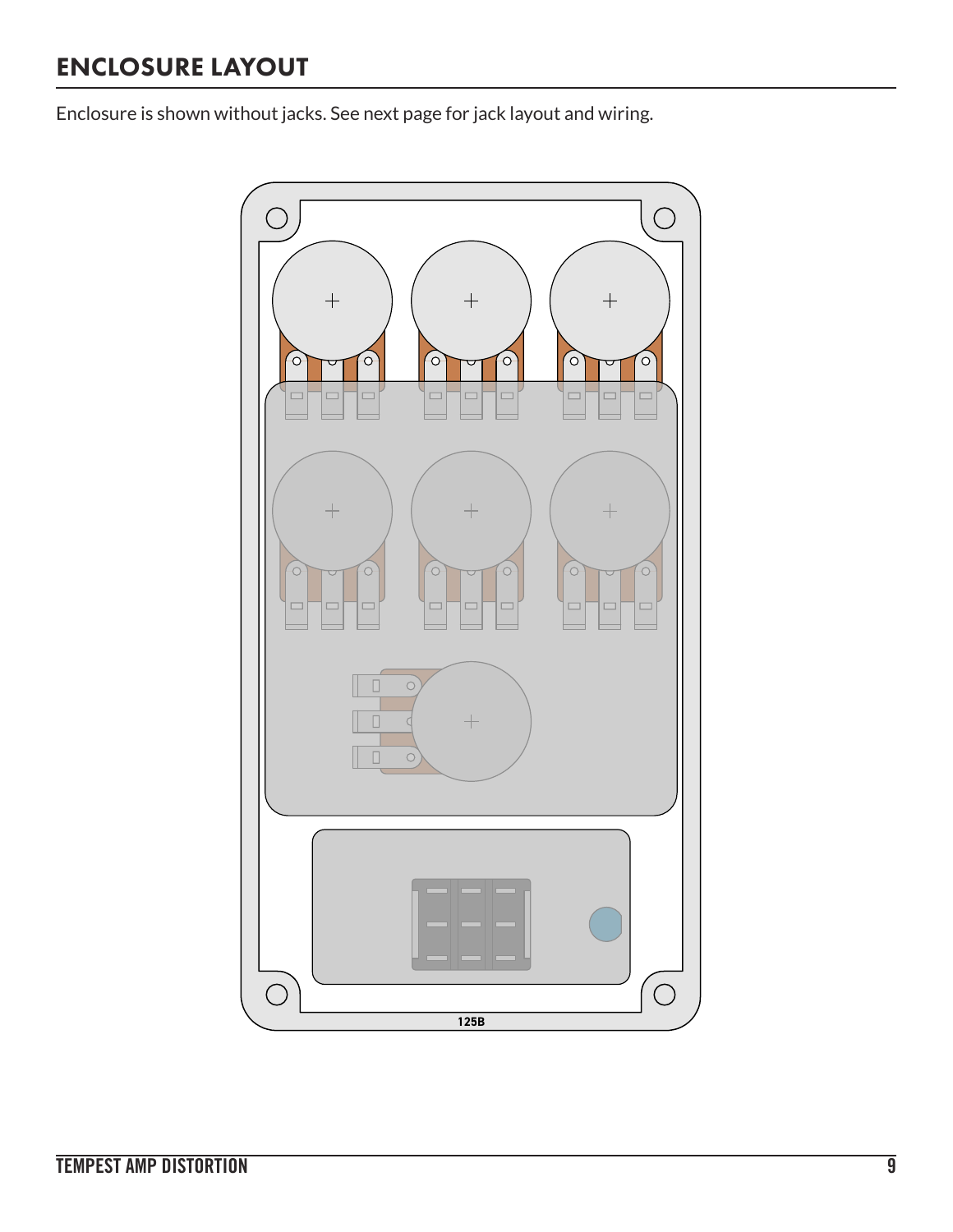## ENCLOSURE LAYOUT

Enclosure is shown without jacks. See next page for jack layout and wiring.

125B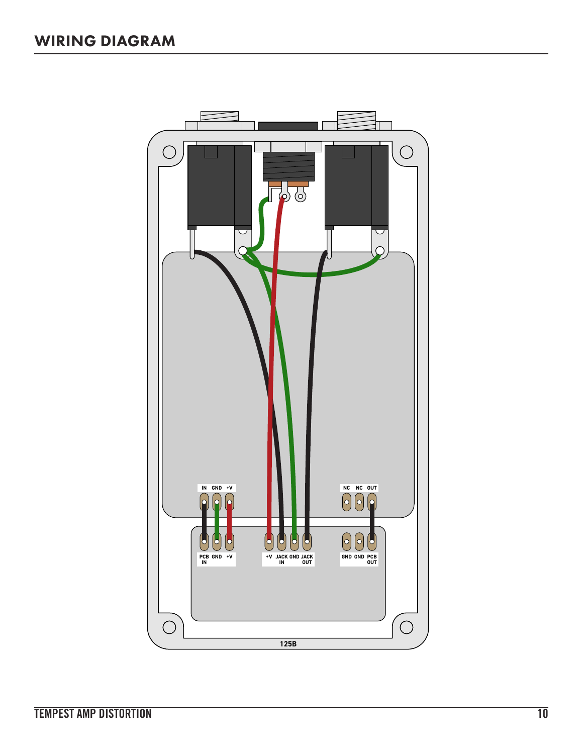## WIRING DIAGRAM

IN GND +V

NC NC OUT

PCB IN GND +V

+V JACK IN GND JACK OUT

GND GND PCB OUT

125B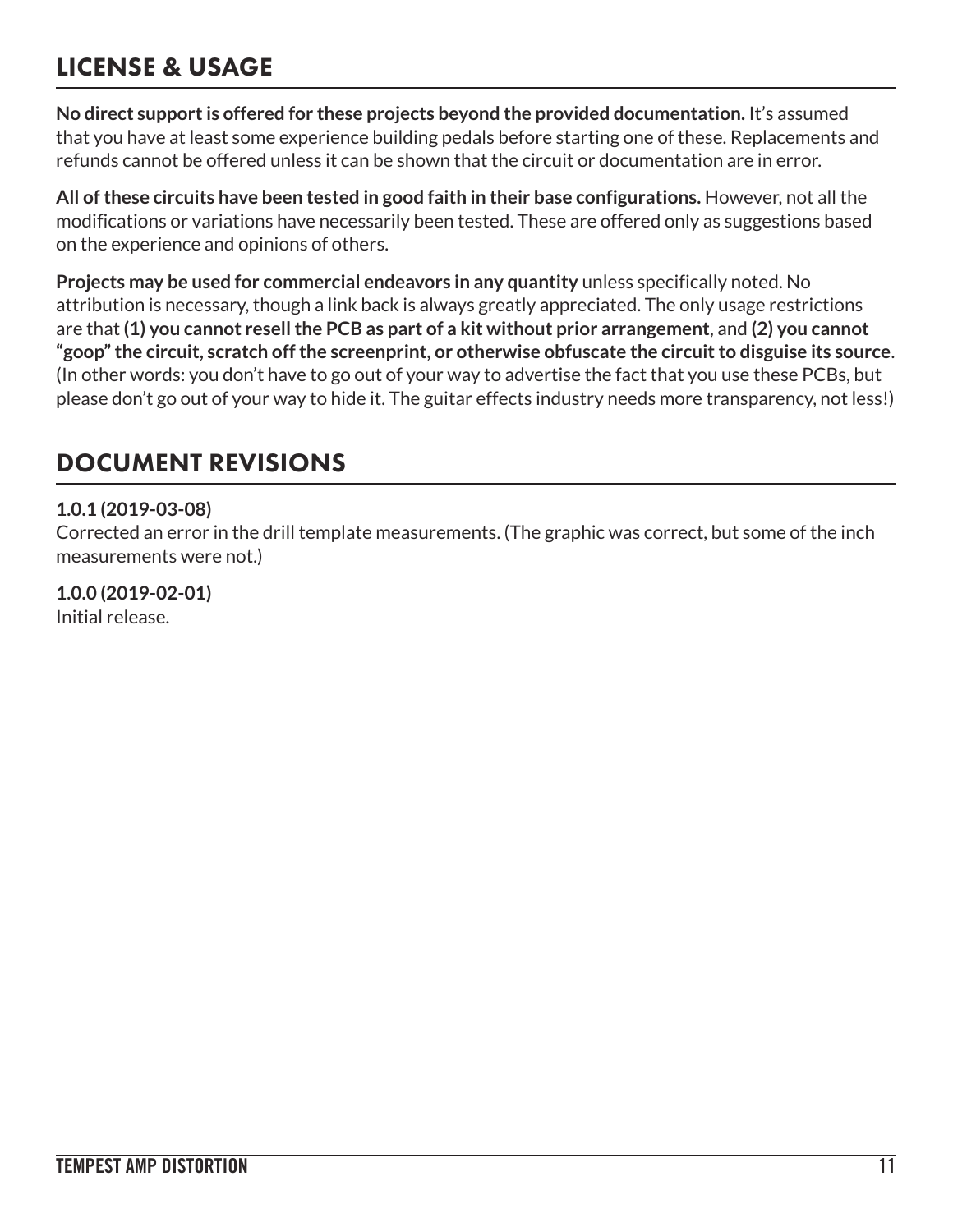## LICENSE & USAGE

**No direct support is offered for these projects beyond the provided documentation.** It's assumed that you have at least some experience building pedals before starting one of these. Replacements and refunds cannot be offered unless it can be shown that the circuit or documentation are in error.

**All of these circuits have been tested in good faith in their base configurations.** However, not all the modifications or variations have necessarily been tested. These are offered only as suggestions based on the experience and opinions of others.

**Projects may be used for commercial endeavors in any quantity** unless specifically noted. No attribution is necessary, though a link back is always greatly appreciated. The only usage restrictions are that **(1) you cannot resell the PCB as part of a kit without prior arrangement**, and **(2) you cannot "goop" the circuit, scratch off the screenprint, or otherwise obfuscate the circuit to disguise its source**. (In other words: you don't have to go out of your way to advertise the fact that you use these PCBs, but please don't go out of your way to hide it. The guitar effects industry needs more transparency, not less!)

## DOCUMENT REVISIONS

**1.0.1 (2019-03-08)**
Corrected an error in the drill template measurements. (The graphic was correct, but some of the inch measurements were not.)

**1.0.0 (2019-02-01)**
Initial release.